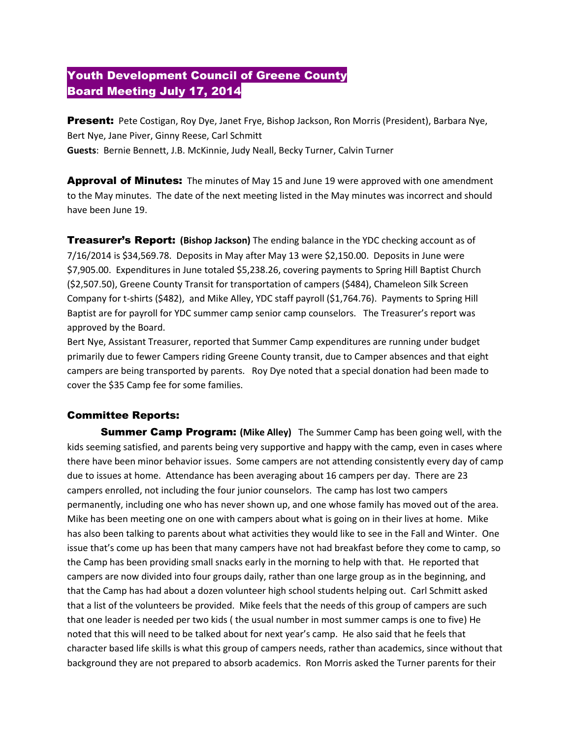# Youth Development Council of Greene County
# Board Meeting July 17, 2014

**Present:** Pete Costigan, Roy Dye, Janet Frye, Bishop Jackson, Ron Morris (President), Barbara Nye, Bert Nye, Jane Piver, Ginny Reese, Carl Schmitt
**Guests**: Bernie Bennett, J.B. McKinnie, Judy Neall, Becky Turner, Calvin Turner

**Approval of Minutes:** The minutes of May 15 and June 19 were approved with one amendment to the May minutes. The date of the next meeting listed in the May minutes was incorrect and should have been June 19.

**Treasurer's Report:** **(Bishop Jackson)** The ending balance in the YDC checking account as of 7/16/2014 is $34,569.78. Deposits in May after May 13 were $2,150.00. Deposits in June were $7,905.00. Expenditures in June totaled $5,238.26, covering payments to Spring Hill Baptist Church ($2,507.50), Greene County Transit for transportation of campers ($484), Chameleon Silk Screen Company for t-shirts ($482), and Mike Alley, YDC staff payroll ($1,764.76). Payments to Spring Hill Baptist are for payroll for YDC summer camp senior camp counselors. The Treasurer's report was approved by the Board.
Bert Nye, Assistant Treasurer, reported that Summer Camp expenditures are running under budget primarily due to fewer Campers riding Greene County transit, due to Camper absences and that eight campers are being transported by parents. Roy Dye noted that a special donation had been made to cover the $35 Camp fee for some families.

## Committee Reports:

**Summer Camp Program:** **(Mike Alley)** The Summer Camp has been going well, with the kids seeming satisfied, and parents being very supportive and happy with the camp, even in cases where there have been minor behavior issues. Some campers are not attending consistently every day of camp due to issues at home. Attendance has been averaging about 16 campers per day. There are 23 campers enrolled, not including the four junior counselors. The camp has lost two campers permanently, including one who has never shown up, and one whose family has moved out of the area. Mike has been meeting one on one with campers about what is going on in their lives at home. Mike has also been talking to parents about what activities they would like to see in the Fall and Winter. One issue that's come up has been that many campers have not had breakfast before they come to camp, so the Camp has been providing small snacks early in the morning to help with that. He reported that campers are now divided into four groups daily, rather than one large group as in the beginning, and that the Camp has had about a dozen volunteer high school students helping out. Carl Schmitt asked that a list of the volunteers be provided. Mike feels that the needs of this group of campers are such that one leader is needed per two kids ( the usual number in most summer camps is one to five) He noted that this will need to be talked about for next year's camp. He also said that he feels that character based life skills is what this group of campers needs, rather than academics, since without that background they are not prepared to absorb academics. Ron Morris asked the Turner parents for their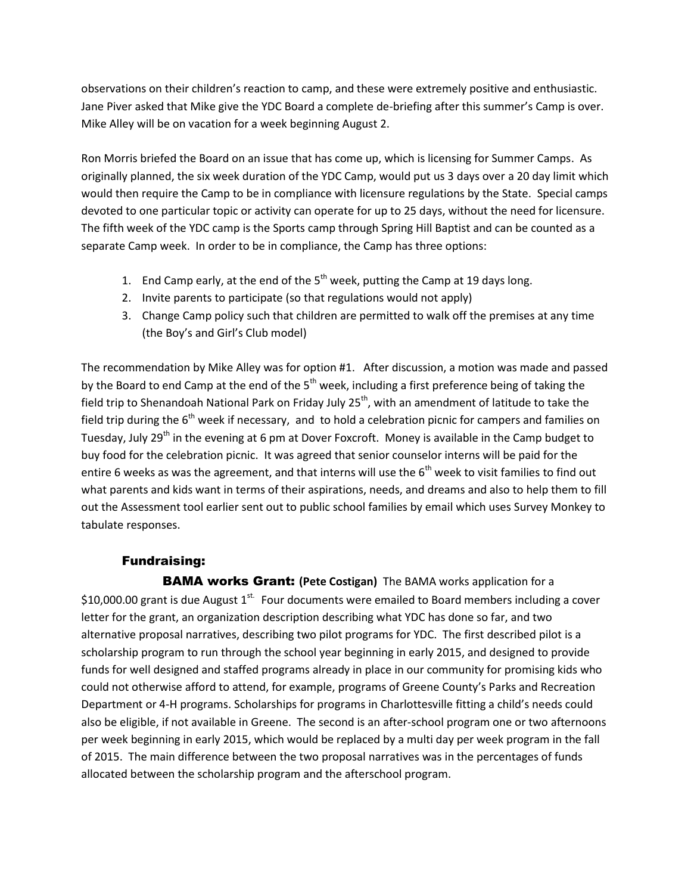observations on their children's reaction to camp, and these were extremely positive and enthusiastic. Jane Piver asked that Mike give the YDC Board a complete de-briefing after this summer's Camp is over. Mike Alley will be on vacation for a week beginning August 2.

Ron Morris briefed the Board on an issue that has come up, which is licensing for Summer Camps. As originally planned, the six week duration of the YDC Camp, would put us 3 days over a 20 day limit which would then require the Camp to be in compliance with licensure regulations by the State. Special camps devoted to one particular topic or activity can operate for up to 25 days, without the need for licensure. The fifth week of the YDC camp is the Sports camp through Spring Hill Baptist and can be counted as a separate Camp week. In order to be in compliance, the Camp has three options:

1. End Camp early, at the end of the 5th week, putting the Camp at 19 days long.
2. Invite parents to participate (so that regulations would not apply)
3. Change Camp policy such that children are permitted to walk off the premises at any time (the Boy's and Girl's Club model)

The recommendation by Mike Alley was for option #1. After discussion, a motion was made and passed by the Board to end Camp at the end of the 5th week, including a first preference being of taking the field trip to Shenandoah National Park on Friday July 25th, with an amendment of latitude to take the field trip during the 6th week if necessary, and to hold a celebration picnic for campers and families on Tuesday, July 29th in the evening at 6 pm at Dover Foxcroft. Money is available in the Camp budget to buy food for the celebration picnic. It was agreed that senior counselor interns will be paid for the entire 6 weeks as was the agreement, and that interns will use the 6th week to visit families to find out what parents and kids want in terms of their aspirations, needs, and dreams and also to help them to fill out the Assessment tool earlier sent out to public school families by email which uses Survey Monkey to tabulate responses.

### Fundraising:

**BAMA works Grant:** **(Pete Costigan)** The BAMA works application for a $10,000.00 grant is due August 1st. Four documents were emailed to Board members including a cover letter for the grant, an organization description describing what YDC has done so far, and two alternative proposal narratives, describing two pilot programs for YDC. The first described pilot is a scholarship program to run through the school year beginning in early 2015, and designed to provide funds for well designed and staffed programs already in place in our community for promising kids who could not otherwise afford to attend, for example, programs of Greene County's Parks and Recreation Department or 4-H programs. Scholarships for programs in Charlottesville fitting a child's needs could also be eligible, if not available in Greene. The second is an after-school program one or two afternoons per week beginning in early 2015, which would be replaced by a multi day per week program in the fall of 2015. The main difference between the two proposal narratives was in the percentages of funds allocated between the scholarship program and the afterschool program.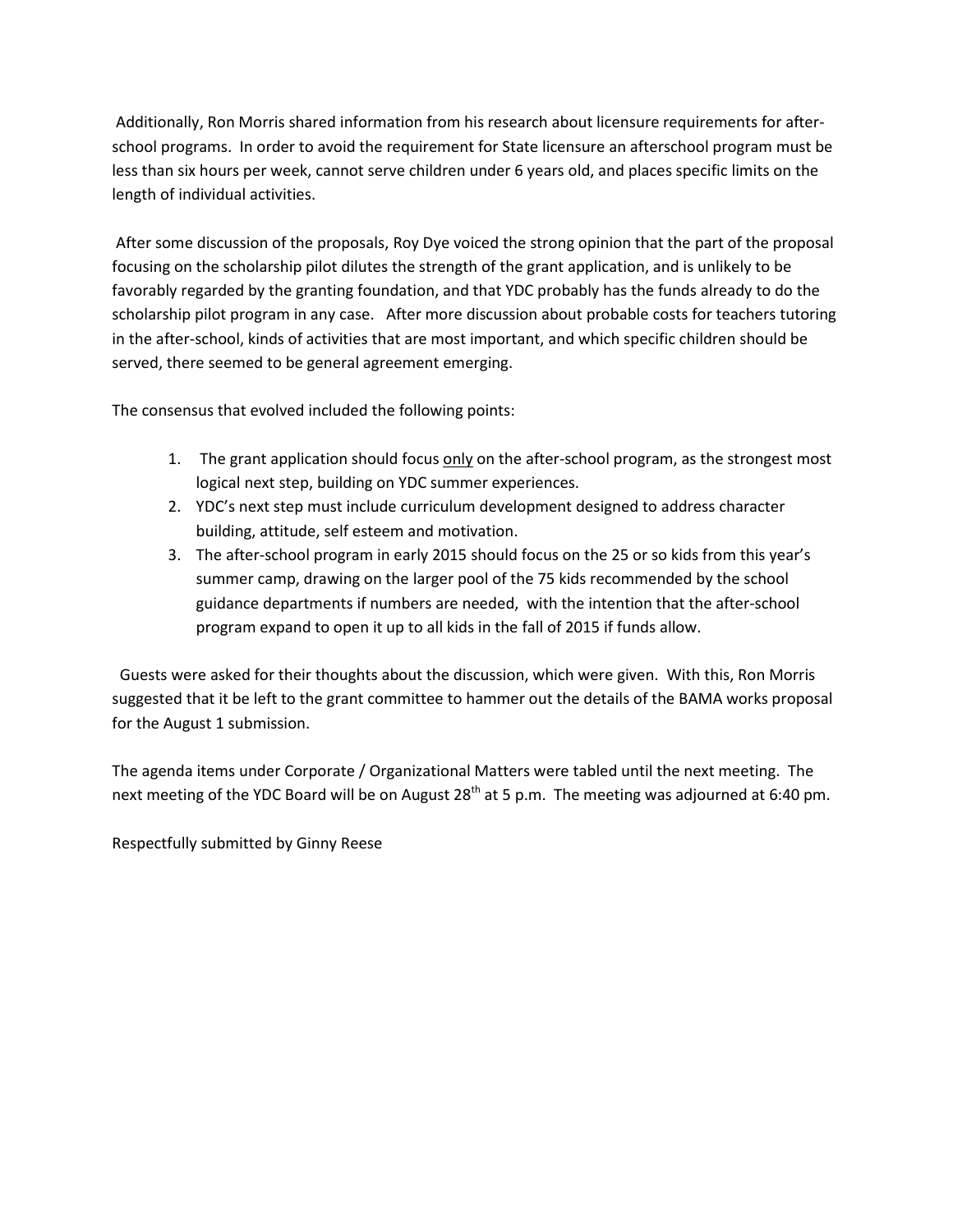Additionally, Ron Morris shared information from his research about licensure requirements for after-school programs. In order to avoid the requirement for State licensure an afterschool program must be less than six hours per week, cannot serve children under 6 years old, and places specific limits on the length of individual activities.

After some discussion of the proposals, Roy Dye voiced the strong opinion that the part of the proposal focusing on the scholarship pilot dilutes the strength of the grant application, and is unlikely to be favorably regarded by the granting foundation, and that YDC probably has the funds already to do the scholarship pilot program in any case. After more discussion about probable costs for teachers tutoring in the after-school, kinds of activities that are most important, and which specific children should be served, there seemed to be general agreement emerging.

The consensus that evolved included the following points:

1. The grant application should focus <u>only</u> on the after-school program, as the strongest most logical next step, building on YDC summer experiences.
2. YDC's next step must include curriculum development designed to address character building, attitude, self esteem and motivation.
3. The after-school program in early 2015 should focus on the 25 or so kids from this year's summer camp, drawing on the larger pool of the 75 kids recommended by the school guidance departments if numbers are needed, with the intention that the after-school program expand to open it up to all kids in the fall of 2015 if funds allow.

Guests were asked for their thoughts about the discussion, which were given. With this, Ron Morris suggested that it be left to the grant committee to hammer out the details of the BAMA works proposal for the August 1 submission.

The agenda items under Corporate / Organizational Matters were tabled until the next meeting. The next meeting of the YDC Board will be on August 28th at 5 p.m. The meeting was adjourned at 6:40 pm.

Respectfully submitted by Ginny Reese